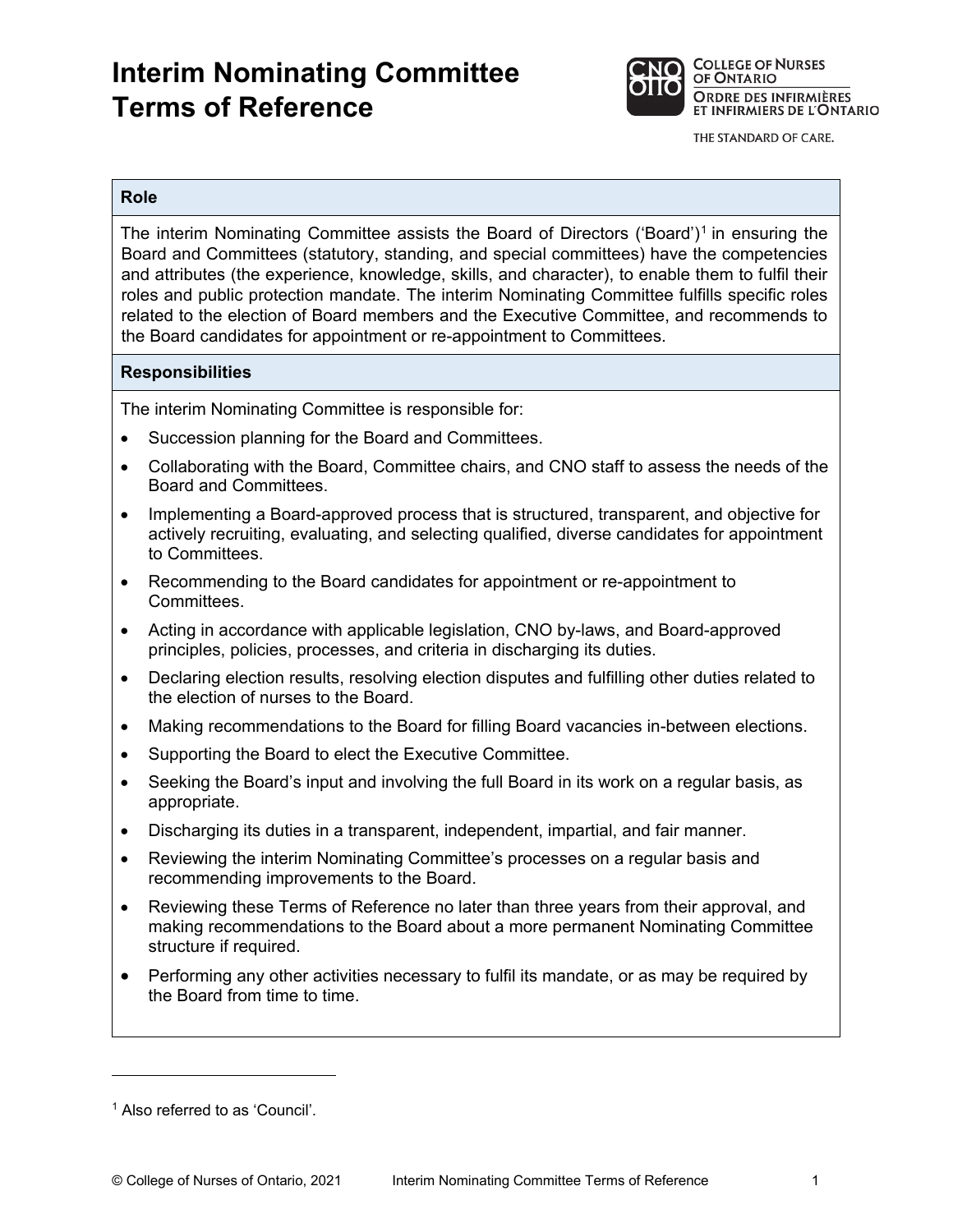# Interim Nominating Committee Terms of Reference

## Role

The interim Nominating Committee assists the Board of Directors ('Board')[1] in ensuring the Board and Committees (statutory, standing, and special committees) have the competencies and attributes (the experience, knowledge, skills, and character), to enable them to fulfil their roles and public protection mandate. The interim Nominating Committee fulfills specific roles related to the election of Board members and the Executive Committee, and recommends to the Board candidates for appointment or re-appointment to Committees.

## Responsibilities

The interim Nominating Committee is responsible for:

- Succession planning for the Board and Committees.
- Collaborating with the Board, Committee chairs, and CNO staff to assess the needs of the Board and Committees.
- Implementing a Board-approved process that is structured, transparent, and objective for actively recruiting, evaluating, and selecting qualified, diverse candidates for appointment to Committees.
- Recommending to the Board candidates for appointment or re-appointment to Committees.
- Acting in accordance with applicable legislation, CNO by-laws, and Board-approved principles, policies, processes, and criteria in discharging its duties.
- Declaring election results, resolving election disputes and fulfilling other duties related to the election of nurses to the Board.
- Making recommendations to the Board for filling Board vacancies in-between elections.
- Supporting the Board to elect the Executive Committee.
- Seeking the Board's input and involving the full Board in its work on a regular basis, as appropriate.
- Discharging its duties in a transparent, independent, impartial, and fair manner.
- Reviewing the interim Nominating Committee's processes on a regular basis and recommending improvements to the Board.
- Reviewing these Terms of Reference no later than three years from their approval, and making recommendations to the Board about a more permanent Nominating Committee structure if required.
- Performing any other activities necessary to fulfil its mandate, or as may be required by the Board from time to time.

---

[1] Also referred to as 'Council'.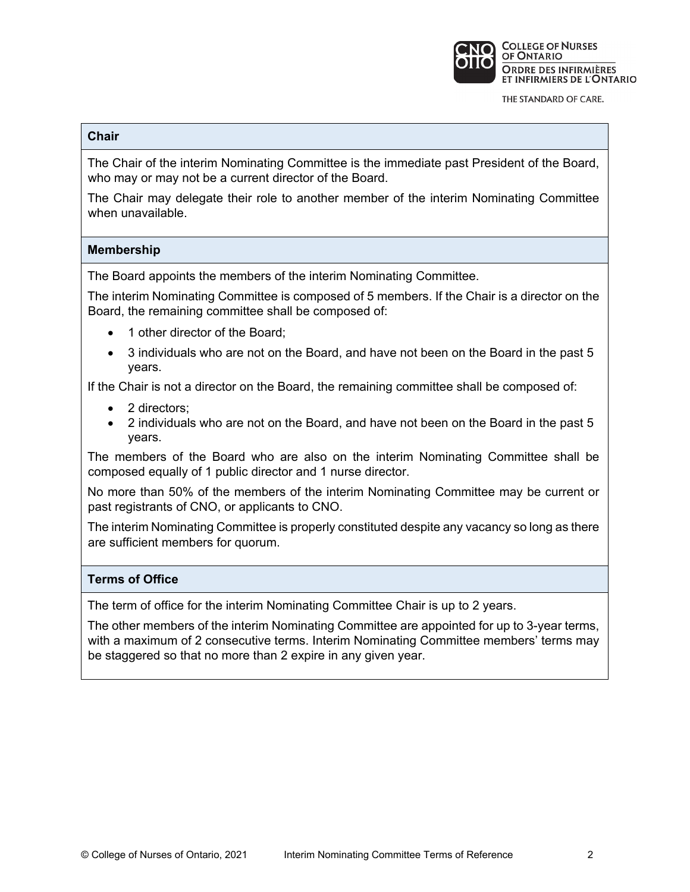## Chair

The Chair of the interim Nominating Committee is the immediate past President of the Board, who may or may not be a current director of the Board.

The Chair may delegate their role to another member of the interim Nominating Committee when unavailable.

## Membership

The Board appoints the members of the interim Nominating Committee.

The interim Nominating Committee is composed of 5 members. If the Chair is a director on the Board, the remaining committee shall be composed of:

- 1 other director of the Board;
- 3 individuals who are not on the Board, and have not been on the Board in the past 5 years.

If the Chair is not a director on the Board, the remaining committee shall be composed of:

- 2 directors;
- 2 individuals who are not on the Board, and have not been on the Board in the past 5 years.

The members of the Board who are also on the interim Nominating Committee shall be composed equally of 1 public director and 1 nurse director.

No more than 50% of the members of the interim Nominating Committee may be current or past registrants of CNO, or applicants to CNO.

The interim Nominating Committee is properly constituted despite any vacancy so long as there are sufficient members for quorum.

## Terms of Office

The term of office for the interim Nominating Committee Chair is up to 2 years.

The other members of the interim Nominating Committee are appointed for up to 3-year terms, with a maximum of 2 consecutive terms. Interim Nominating Committee members' terms may be staggered so that no more than 2 expire in any given year.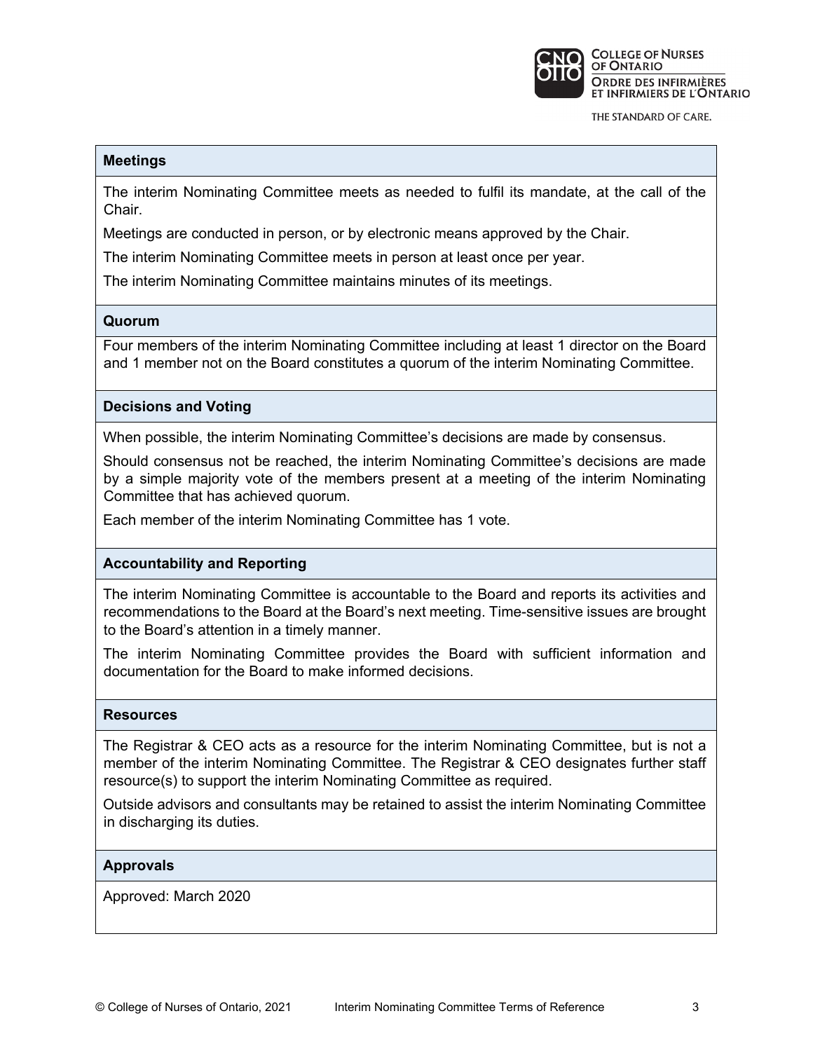## Meetings

The interim Nominating Committee meets as needed to fulfil its mandate, at the call of the Chair.

Meetings are conducted in person, or by electronic means approved by the Chair.

The interim Nominating Committee meets in person at least once per year.

The interim Nominating Committee maintains minutes of its meetings.

## Quorum

Four members of the interim Nominating Committee including at least 1 director on the Board and 1 member not on the Board constitutes a quorum of the interim Nominating Committee.

## Decisions and Voting

When possible, the interim Nominating Committee's decisions are made by consensus.

Should consensus not be reached, the interim Nominating Committee's decisions are made by a simple majority vote of the members present at a meeting of the interim Nominating Committee that has achieved quorum.

Each member of the interim Nominating Committee has 1 vote.

## Accountability and Reporting

The interim Nominating Committee is accountable to the Board and reports its activities and recommendations to the Board at the Board's next meeting. Time-sensitive issues are brought to the Board's attention in a timely manner.

The interim Nominating Committee provides the Board with sufficient information and documentation for the Board to make informed decisions.

## Resources

The Registrar & CEO acts as a resource for the interim Nominating Committee, but is not a member of the interim Nominating Committee. The Registrar & CEO designates further staff resource(s) to support the interim Nominating Committee as required.

Outside advisors and consultants may be retained to assist the interim Nominating Committee in discharging its duties.

## Approvals

Approved: March 2020